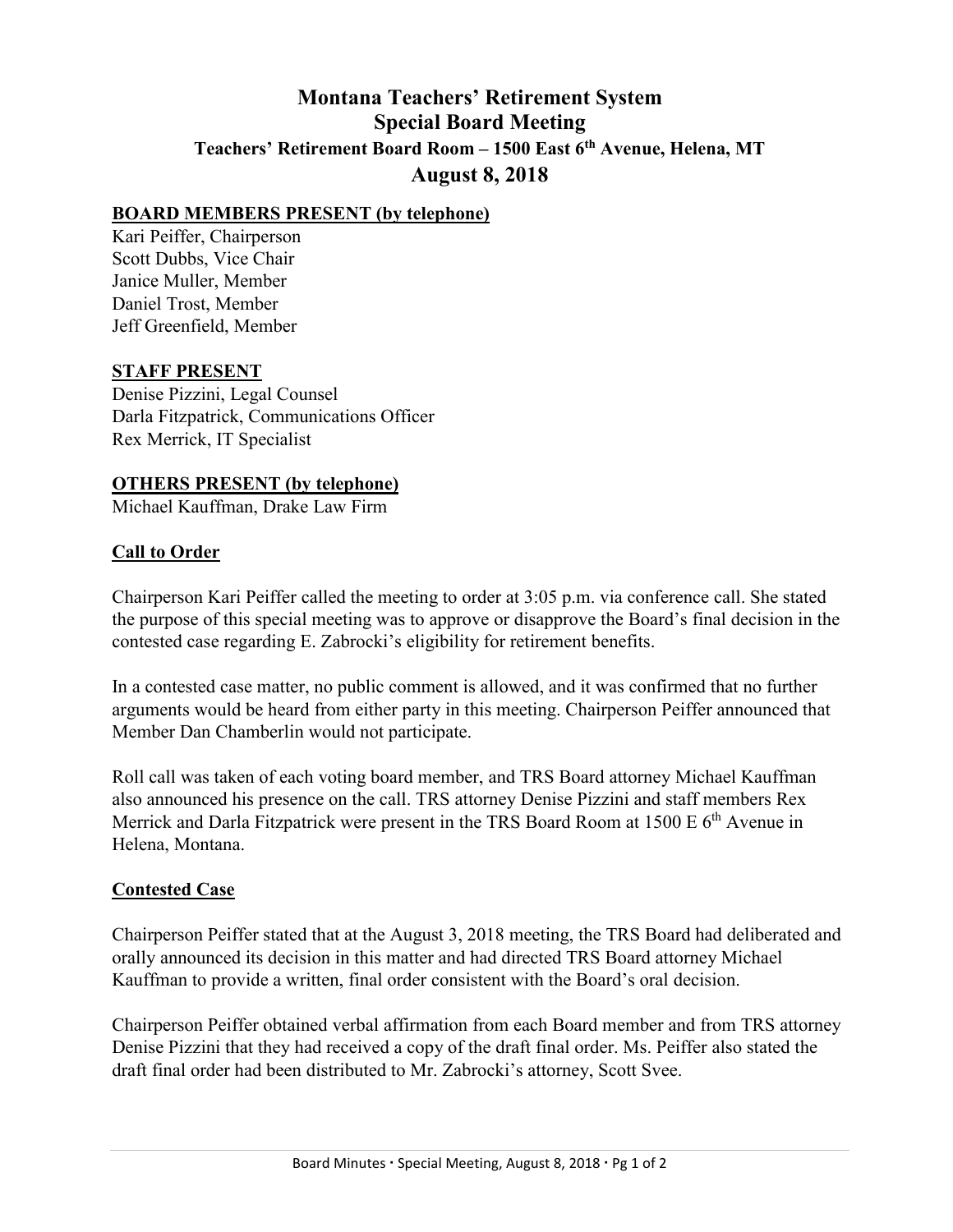# Montana Teachers' Retirement System
## Special Board Meeting
### Teachers' Retirement Board Room – 1500 East 6th Avenue, Helena, MT
## August 8, 2018

**BOARD MEMBERS PRESENT (by telephone)**

Kari Peiffer, Chairperson
Scott Dubbs, Vice Chair
Janice Muller, Member
Daniel Trost, Member
Jeff Greenfield, Member

**STAFF PRESENT**

Denise Pizzini, Legal Counsel
Darla Fitzpatrick, Communications Officer
Rex Merrick, IT Specialist

**OTHERS PRESENT (by telephone)**

Michael Kauffman, Drake Law Firm

**Call to Order**

Chairperson Kari Peiffer called the meeting to order at 3:05 p.m. via conference call. She stated the purpose of this special meeting was to approve or disapprove the Board's final decision in the contested case regarding E. Zabrocki's eligibility for retirement benefits.

In a contested case matter, no public comment is allowed, and it was confirmed that no further arguments would be heard from either party in this meeting. Chairperson Peiffer announced that Member Dan Chamberlin would not participate.

Roll call was taken of each voting board member, and TRS Board attorney Michael Kauffman also announced his presence on the call. TRS attorney Denise Pizzini and staff members Rex Merrick and Darla Fitzpatrick were present in the TRS Board Room at 1500 E 6th Avenue in Helena, Montana.

**Contested Case**

Chairperson Peiffer stated that at the August 3, 2018 meeting, the TRS Board had deliberated and orally announced its decision in this matter and had directed TRS Board attorney Michael Kauffman to provide a written, final order consistent with the Board's oral decision.

Chairperson Peiffer obtained verbal affirmation from each Board member and from TRS attorney Denise Pizzini that they had received a copy of the draft final order. Ms. Peiffer also stated the draft final order had been distributed to Mr. Zabrocki's attorney, Scott Svee.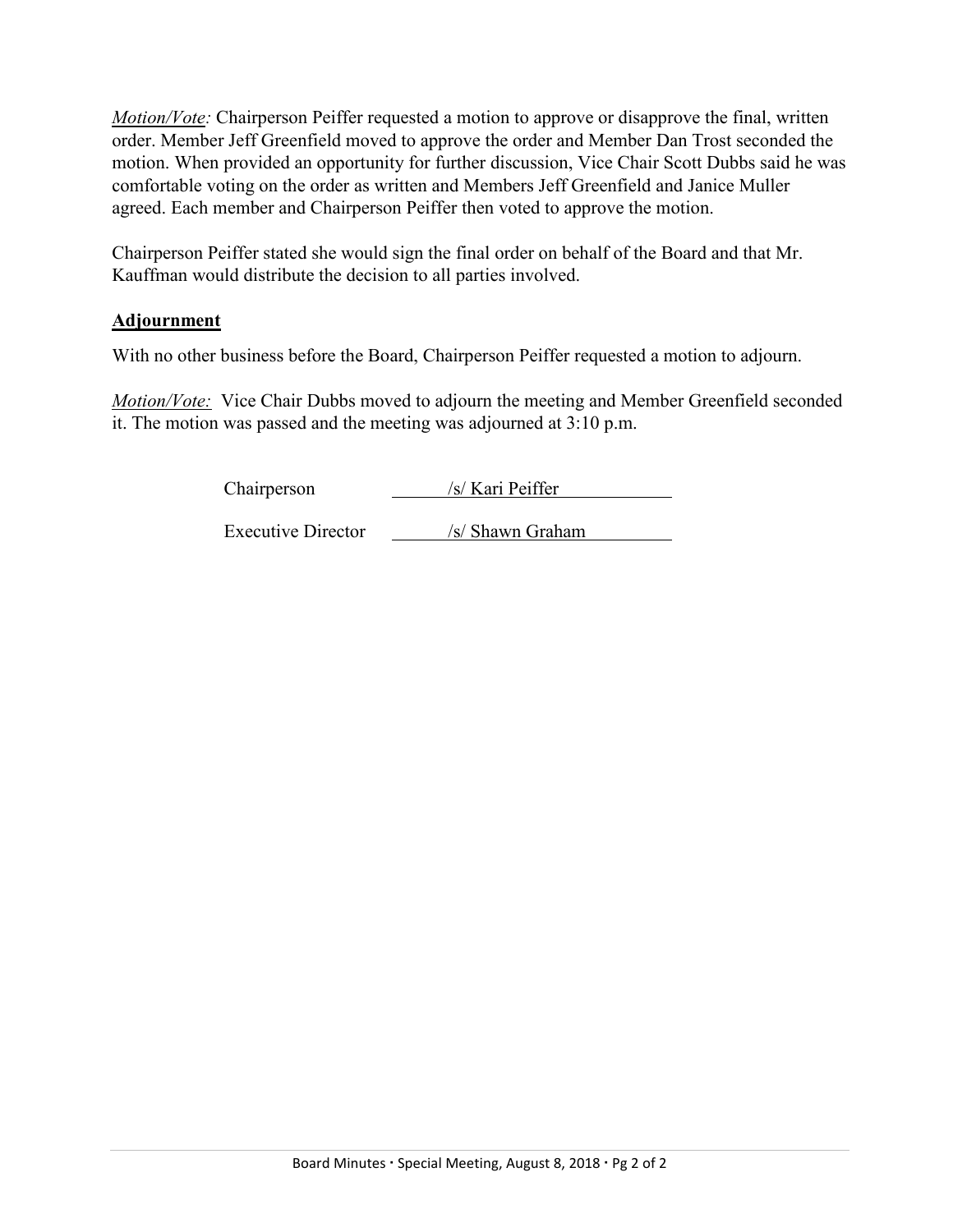*Motion/Vote:* Chairperson Peiffer requested a motion to approve or disapprove the final, written order. Member Jeff Greenfield moved to approve the order and Member Dan Trost seconded the motion. When provided an opportunity for further discussion, Vice Chair Scott Dubbs said he was comfortable voting on the order as written and Members Jeff Greenfield and Janice Muller agreed. Each member and Chairperson Peiffer then voted to approve the motion.

Chairperson Peiffer stated she would sign the final order on behalf of the Board and that Mr. Kauffman would distribute the decision to all parties involved.

## **Adjournment**

With no other business before the Board, Chairperson Peiffer requested a motion to adjourn.

*Motion/Vote:* Vice Chair Dubbs moved to adjourn the meeting and Member Greenfield seconded it. The motion was passed and the meeting was adjourned at 3:10 p.m.

Chairperson /s/ Kari Peiffer

Executive Director /s/ Shawn Graham